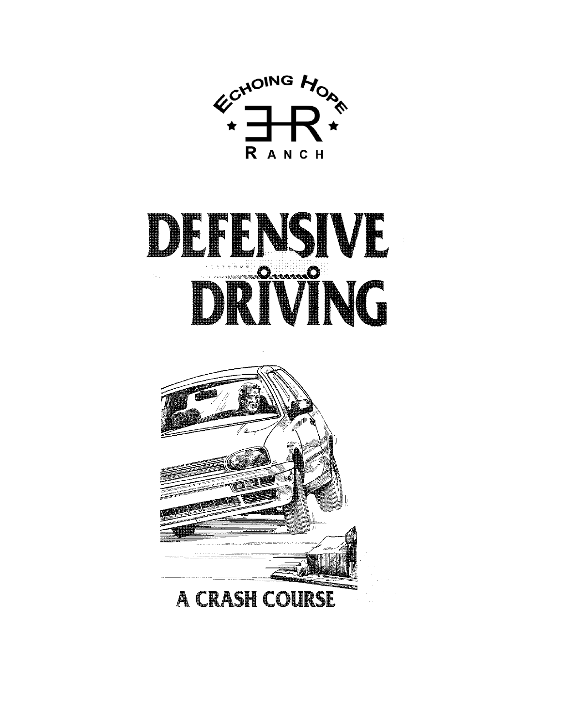Echoing Hope

EHR

Ranch

# DEFENSIVE DRIVING

## A CRASH COURSE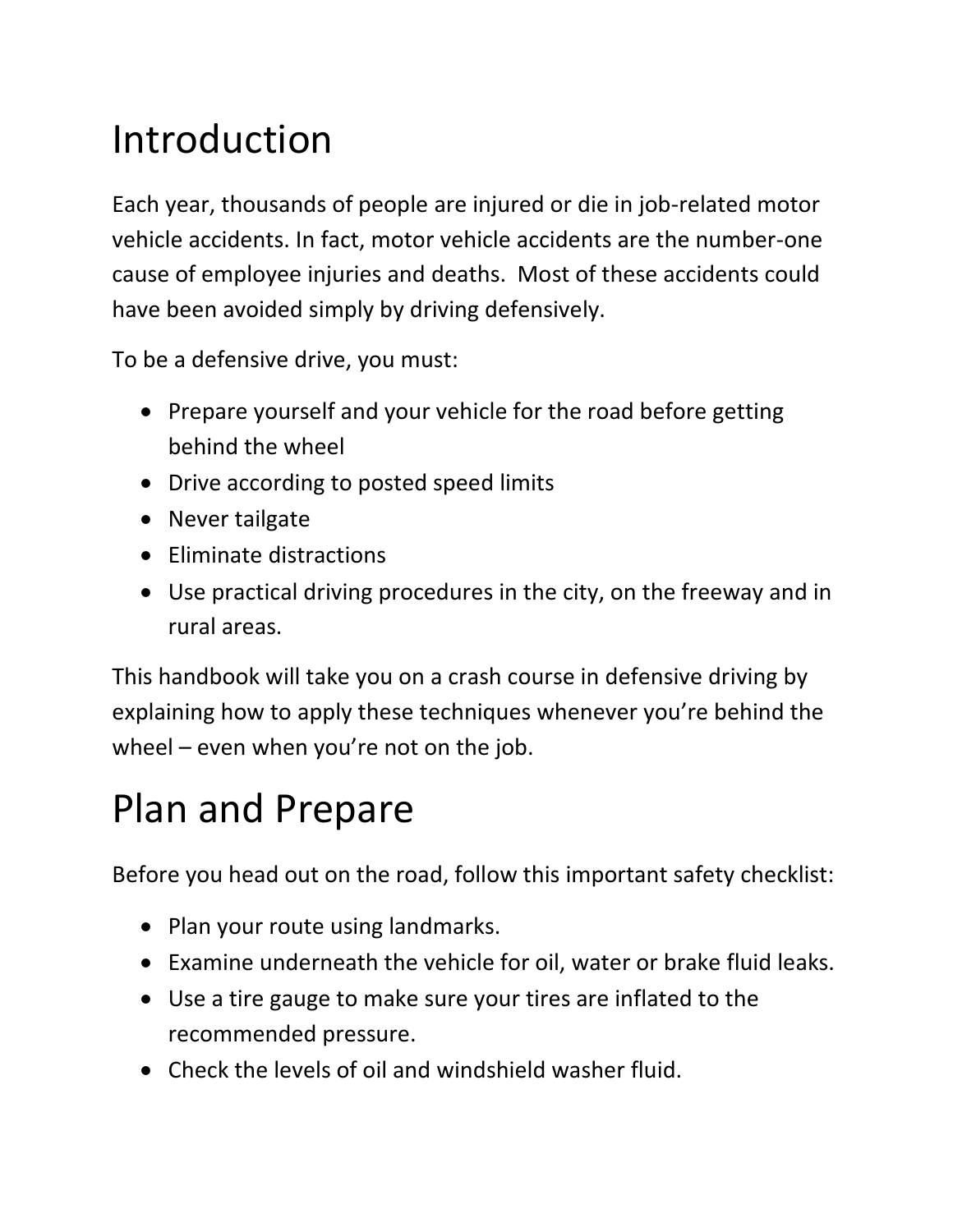# Introduction

Each year, thousands of people are injured or die in job-related motor vehicle accidents. In fact, motor vehicle accidents are the number-one cause of employee injuries and deaths. Most of these accidents could have been avoided simply by driving defensively.

To be a defensive drive, you must:

- Prepare yourself and your vehicle for the road before getting behind the wheel
- Drive according to posted speed limits
- Never tailgate
- Eliminate distractions
- Use practical driving procedures in the city, on the freeway and in rural areas.

This handbook will take you on a crash course in defensive driving by explaining how to apply these techniques whenever you're behind the wheel – even when you're not on the job.

# Plan and Prepare

Before you head out on the road, follow this important safety checklist:

- Plan your route using landmarks.
- Examine underneath the vehicle for oil, water or brake fluid leaks.
- Use a tire gauge to make sure your tires are inflated to the recommended pressure.
- Check the levels of oil and windshield washer fluid.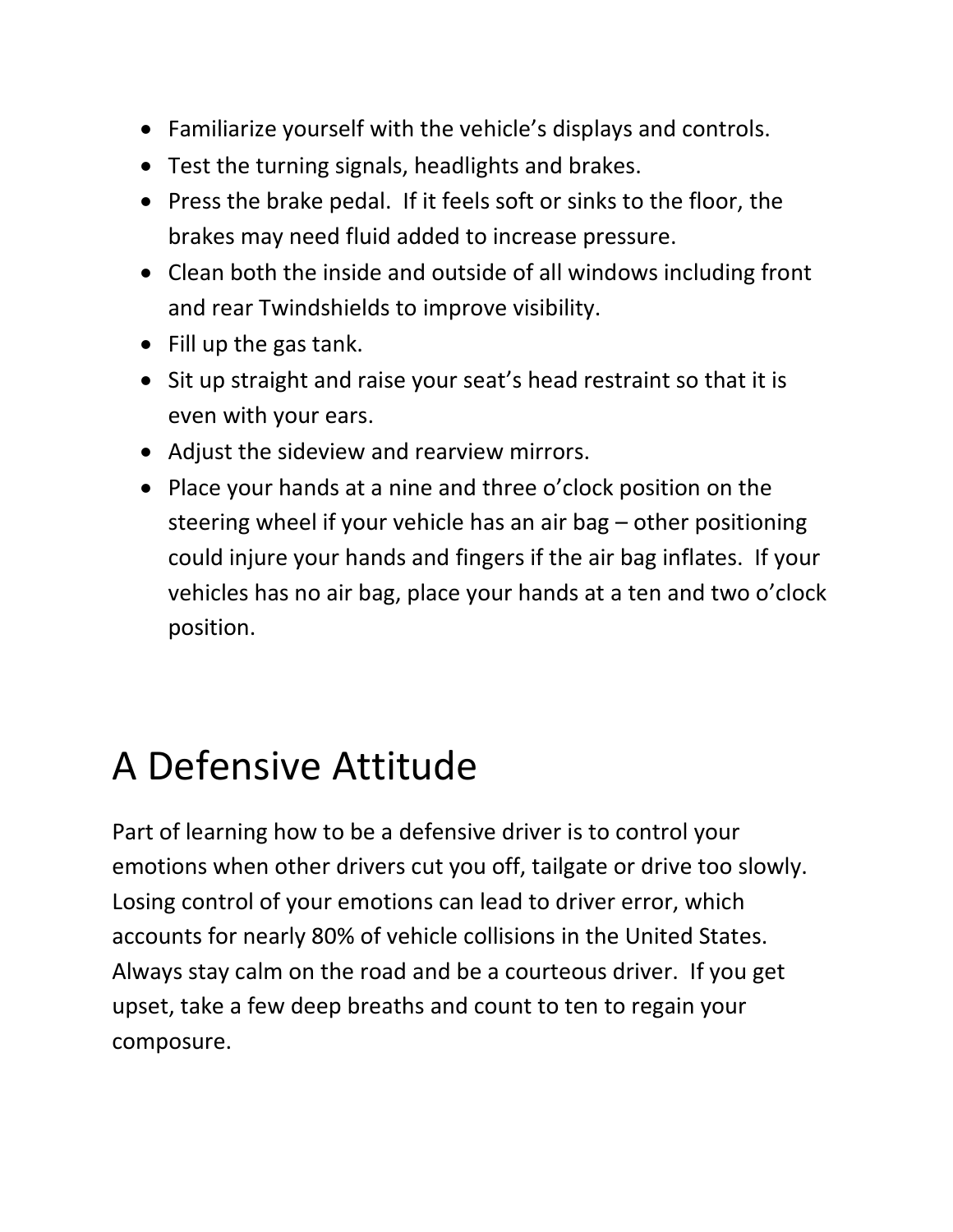- Familiarize yourself with the vehicle's displays and controls.
- Test the turning signals, headlights and brakes.
- Press the brake pedal. If it feels soft or sinks to the floor, the brakes may need fluid added to increase pressure.
- Clean both the inside and outside of all windows including front and rear Twindshields to improve visibility.
- Fill up the gas tank.
- Sit up straight and raise your seat's head restraint so that it is even with your ears.
- Adjust the sideview and rearview mirrors.
- Place your hands at a nine and three o'clock position on the steering wheel if your vehicle has an air bag – other positioning could injure your hands and fingers if the air bag inflates. If your vehicles has no air bag, place your hands at a ten and two o'clock position.

# A Defensive Attitude

Part of learning how to be a defensive driver is to control your emotions when other drivers cut you off, tailgate or drive too slowly. Losing control of your emotions can lead to driver error, which accounts for nearly 80% of vehicle collisions in the United States. Always stay calm on the road and be a courteous driver. If you get upset, take a few deep breaths and count to ten to regain your composure.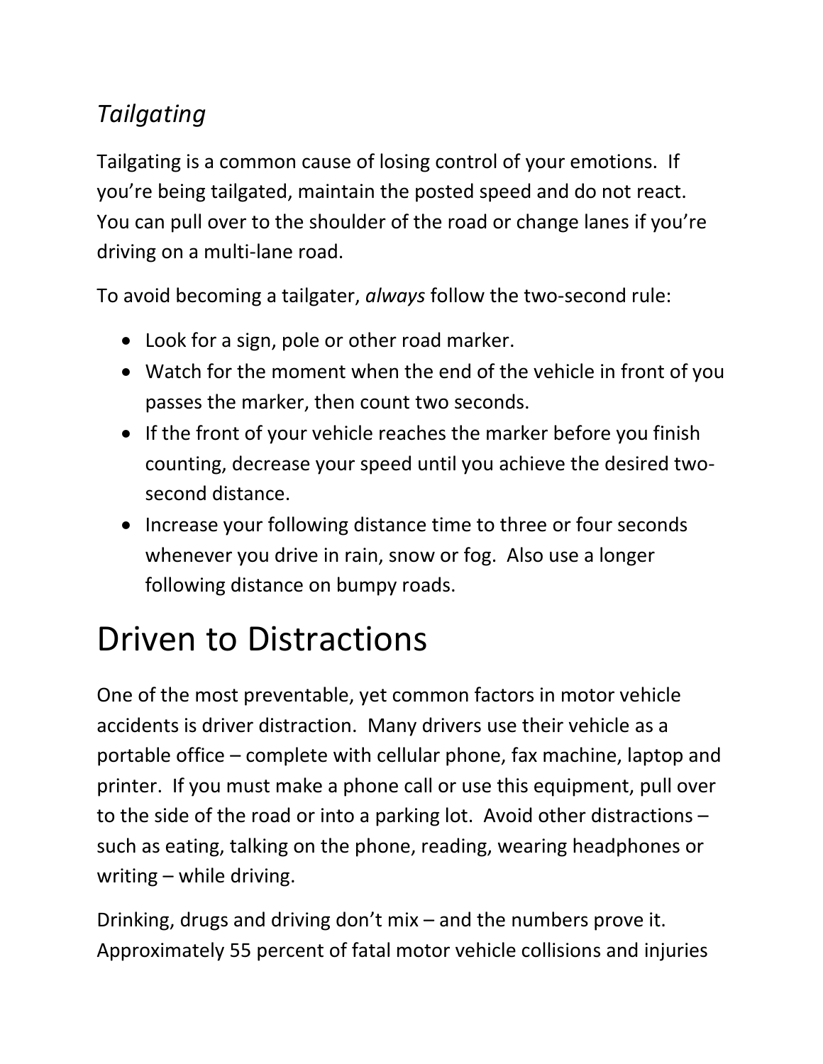### *Tailgating*

Tailgating is a common cause of losing control of your emotions. If you're being tailgated, maintain the posted speed and do not react. You can pull over to the shoulder of the road or change lanes if you're driving on a multi-lane road.

To avoid becoming a tailgater, *always* follow the two-second rule:

- Look for a sign, pole or other road marker.
- Watch for the moment when the end of the vehicle in front of you passes the marker, then count two seconds.
- If the front of your vehicle reaches the marker before you finish counting, decrease your speed until you achieve the desired two-second distance.
- Increase your following distance time to three or four seconds whenever you drive in rain, snow or fog. Also use a longer following distance on bumpy roads.

# Driven to Distractions

One of the most preventable, yet common factors in motor vehicle accidents is driver distraction. Many drivers use their vehicle as a portable office – complete with cellular phone, fax machine, laptop and printer. If you must make a phone call or use this equipment, pull over to the side of the road or into a parking lot. Avoid other distractions – such as eating, talking on the phone, reading, wearing headphones or writing – while driving.

Drinking, drugs and driving don't mix – and the numbers prove it. Approximately 55 percent of fatal motor vehicle collisions and injuries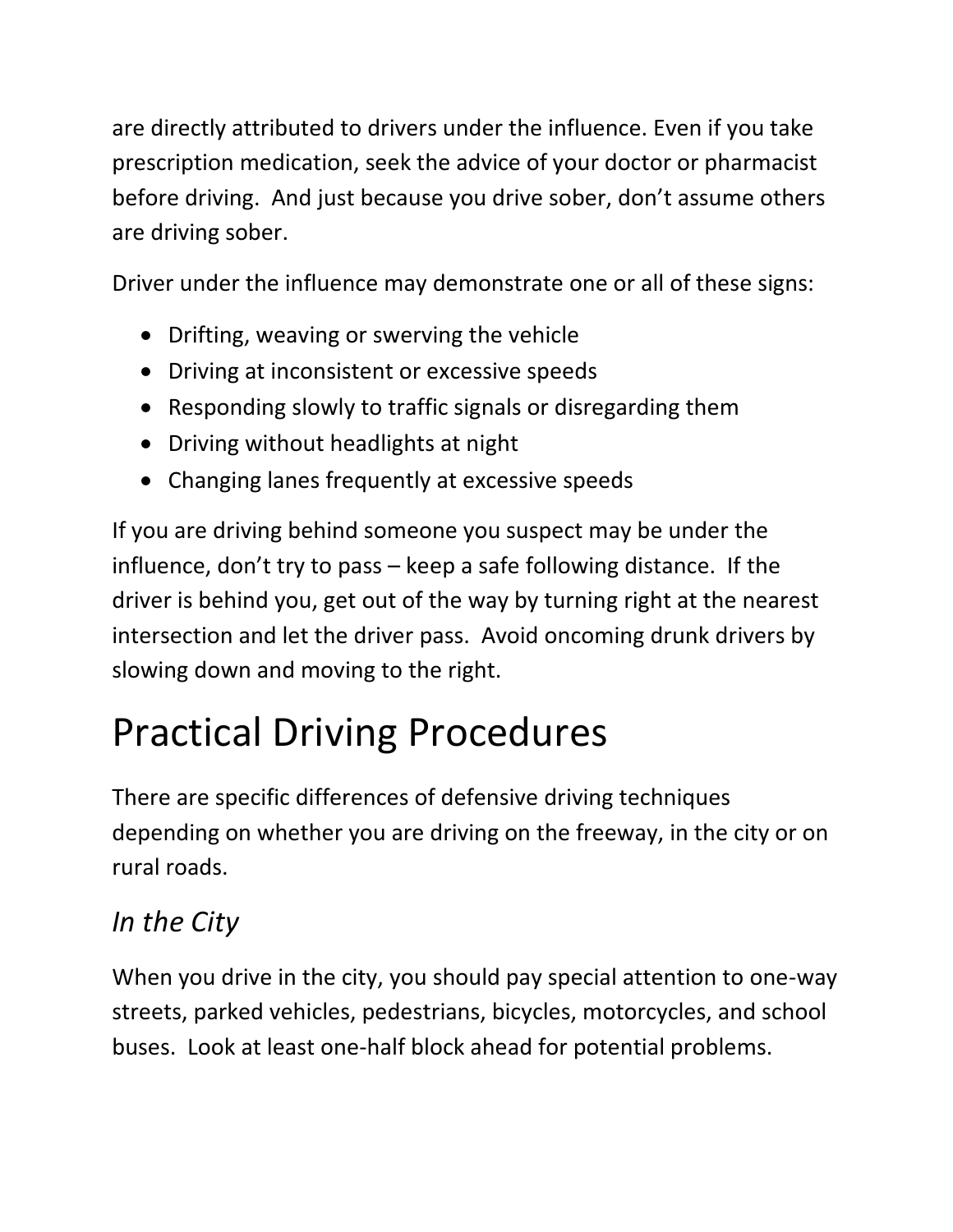are directly attributed to drivers under the influence. Even if you take prescription medication, seek the advice of your doctor or pharmacist before driving.  And just because you drive sober, don't assume others are driving sober.

Driver under the influence may demonstrate one or all of these signs:

- Drifting, weaving or swerving the vehicle
- Driving at inconsistent or excessive speeds
- Responding slowly to traffic signals or disregarding them
- Driving without headlights at night
- Changing lanes frequently at excessive speeds

If you are driving behind someone you suspect may be under the influence, don't try to pass – keep a safe following distance.  If the driver is behind you, get out of the way by turning right at the nearest intersection and let the driver pass.  Avoid oncoming drunk drivers by slowing down and moving to the right.

# Practical Driving Procedures

There are specific differences of defensive driving techniques depending on whether you are driving on the freeway, in the city or on rural roads.

## *In the City*

When you drive in the city, you should pay special attention to one-way streets, parked vehicles, pedestrians, bicycles, motorcycles, and school buses.  Look at least one-half block ahead for potential problems.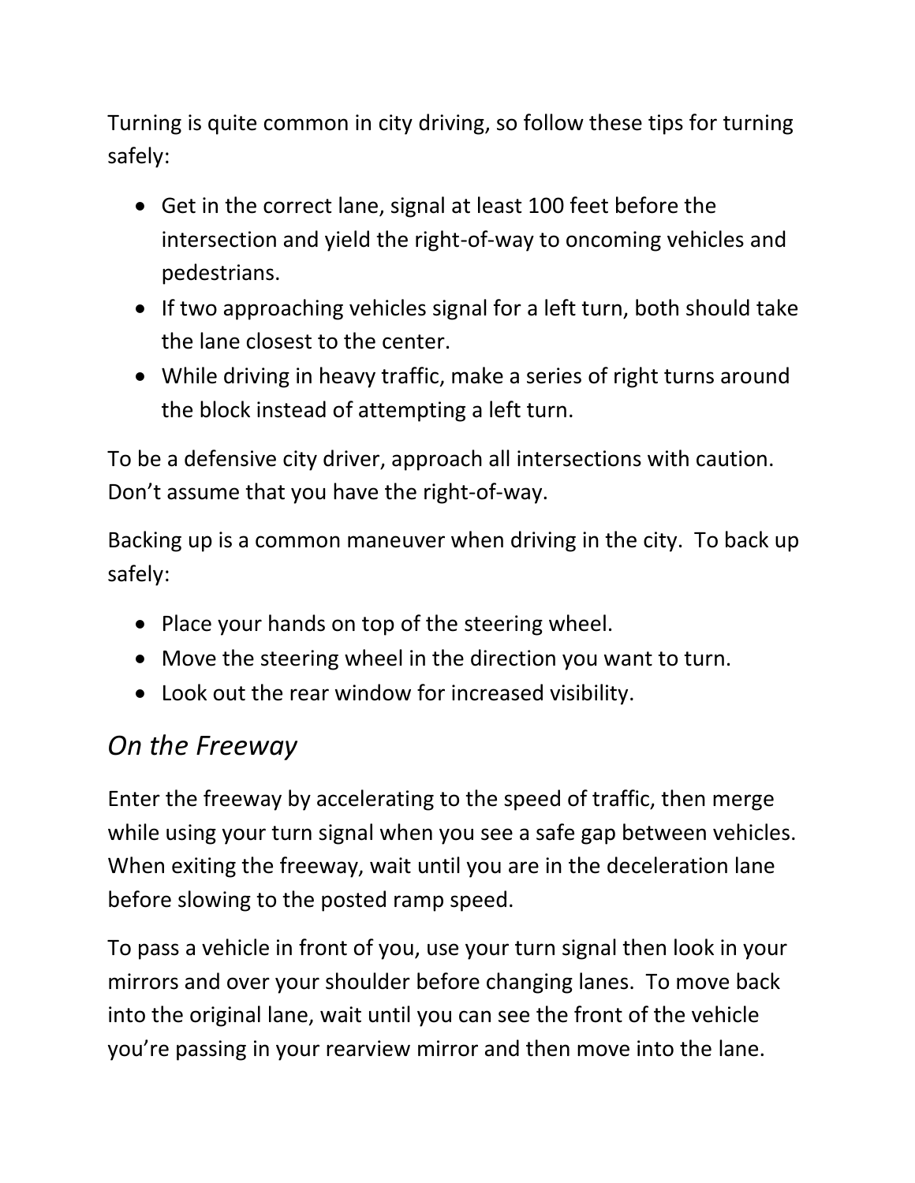Turning is quite common in city driving, so follow these tips for turning safely:

- Get in the correct lane, signal at least 100 feet before the intersection and yield the right-of-way to oncoming vehicles and pedestrians.
- If two approaching vehicles signal for a left turn, both should take the lane closest to the center.
- While driving in heavy traffic, make a series of right turns around the block instead of attempting a left turn.

To be a defensive city driver, approach all intersections with caution. Don't assume that you have the right-of-way.

Backing up is a common maneuver when driving in the city. To back up safely:

- Place your hands on top of the steering wheel.
- Move the steering wheel in the direction you want to turn.
- Look out the rear window for increased visibility.

## *On the Freeway*

Enter the freeway by accelerating to the speed of traffic, then merge while using your turn signal when you see a safe gap between vehicles. When exiting the freeway, wait until you are in the deceleration lane before slowing to the posted ramp speed.

To pass a vehicle in front of you, use your turn signal then look in your mirrors and over your shoulder before changing lanes. To move back into the original lane, wait until you can see the front of the vehicle you're passing in your rearview mirror and then move into the lane.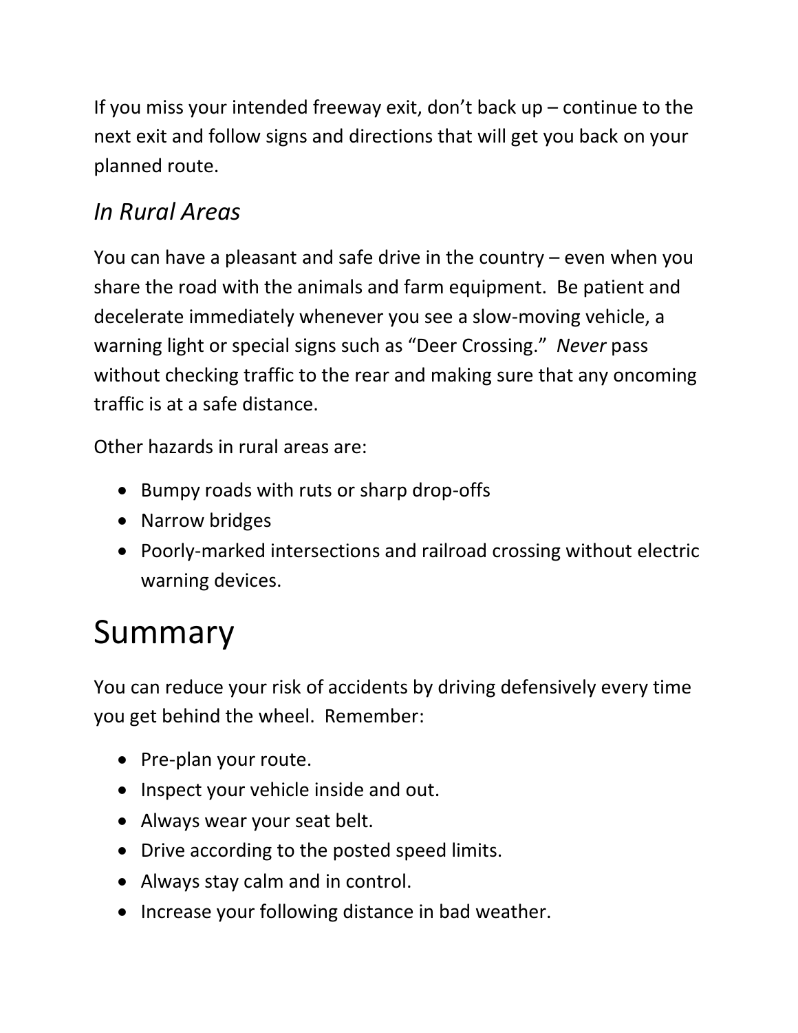If you miss your intended freeway exit, don't back up – continue to the next exit and follow signs and directions that will get you back on your planned route.

### *In Rural Areas*

You can have a pleasant and safe drive in the country – even when you share the road with the animals and farm equipment. Be patient and decelerate immediately whenever you see a slow-moving vehicle, a warning light or special signs such as "Deer Crossing." *Never* pass without checking traffic to the rear and making sure that any oncoming traffic is at a safe distance.

Other hazards in rural areas are:

- Bumpy roads with ruts or sharp drop-offs
- Narrow bridges
- Poorly-marked intersections and railroad crossing without electric warning devices.

# Summary

You can reduce your risk of accidents by driving defensively every time you get behind the wheel. Remember:

- Pre-plan your route.
- Inspect your vehicle inside and out.
- Always wear your seat belt.
- Drive according to the posted speed limits.
- Always stay calm and in control.
- Increase your following distance in bad weather.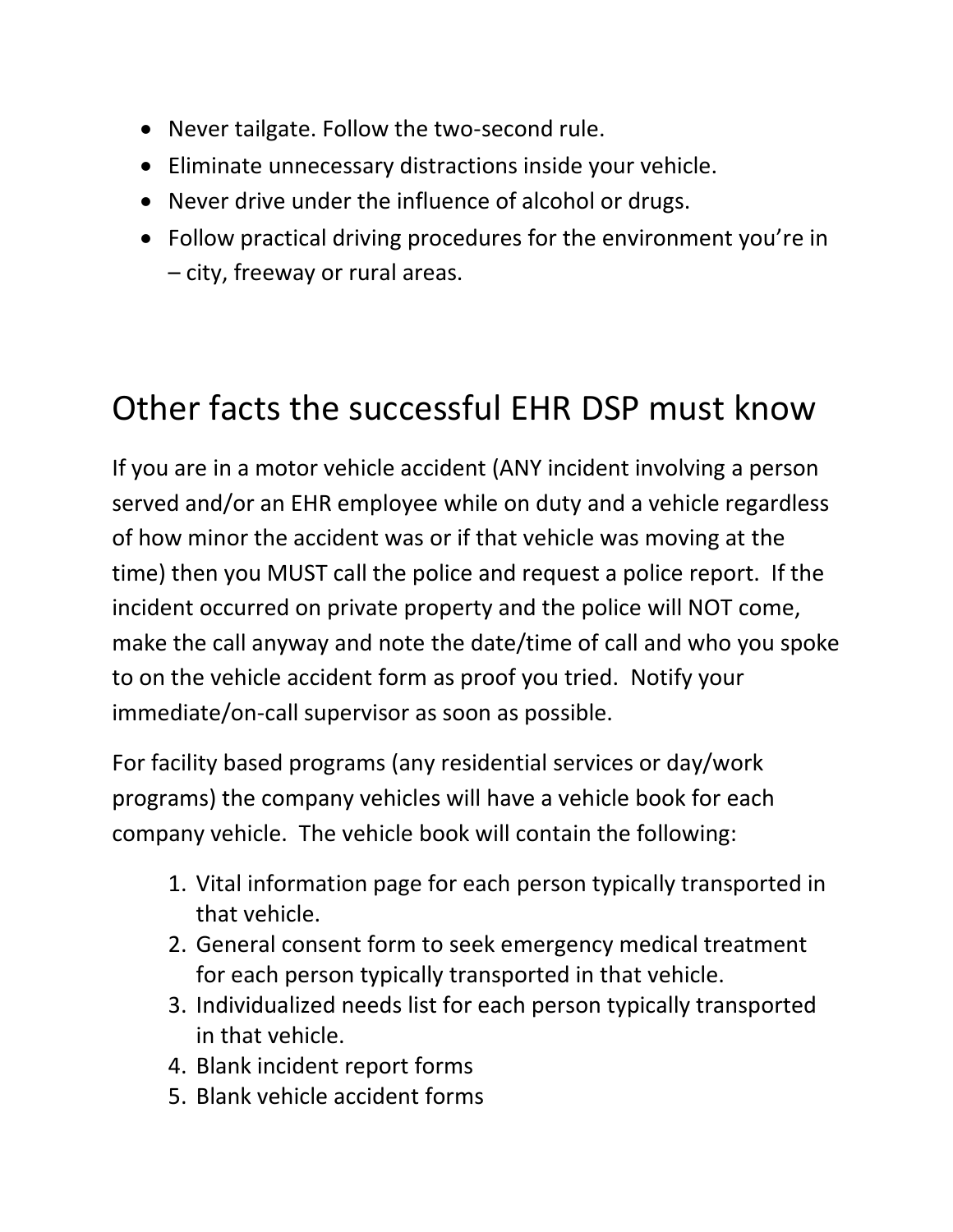- Never tailgate. Follow the two-second rule.
- Eliminate unnecessary distractions inside your vehicle.
- Never drive under the influence of alcohol or drugs.
- Follow practical driving procedures for the environment you're in – city, freeway or rural areas.

# Other facts the successful EHR DSP must know

If you are in a motor vehicle accident (ANY incident involving a person served and/or an EHR employee while on duty and a vehicle regardless of how minor the accident was or if that vehicle was moving at the time) then you MUST call the police and request a police report. If the incident occurred on private property and the police will NOT come, make the call anyway and note the date/time of call and who you spoke to on the vehicle accident form as proof you tried. Notify your immediate/on-call supervisor as soon as possible.

For facility based programs (any residential services or day/work programs) the company vehicles will have a vehicle book for each company vehicle. The vehicle book will contain the following:

1. Vital information page for each person typically transported in that vehicle.
2. General consent form to seek emergency medical treatment for each person typically transported in that vehicle.
3. Individualized needs list for each person typically transported in that vehicle.
4. Blank incident report forms
5. Blank vehicle accident forms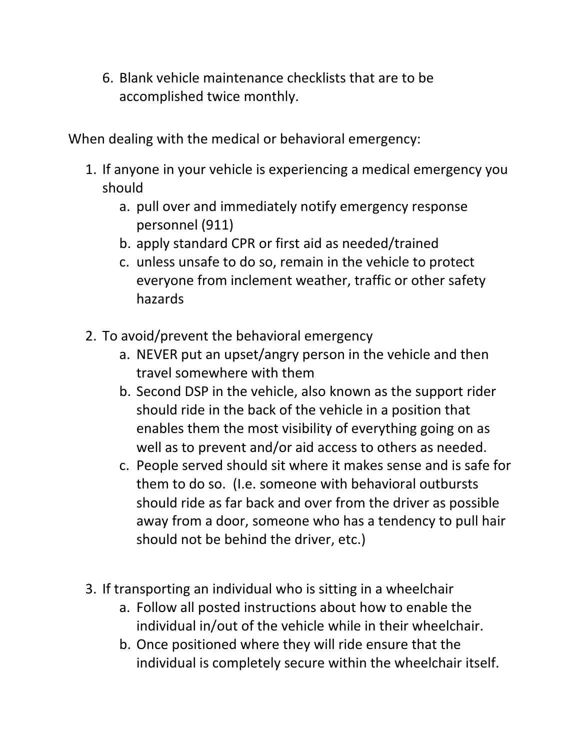6. Blank vehicle maintenance checklists that are to be accomplished twice monthly.

When dealing with the medical or behavioral emergency:

1. If anyone in your vehicle is experiencing a medical emergency you should
   a. pull over and immediately notify emergency response personnel (911)
   b. apply standard CPR or first aid as needed/trained
   c. unless unsafe to do so, remain in the vehicle to protect everyone from inclement weather, traffic or other safety hazards

2. To avoid/prevent the behavioral emergency
   a. NEVER put an upset/angry person in the vehicle and then travel somewhere with them
   b. Second DSP in the vehicle, also known as the support rider should ride in the back of the vehicle in a position that enables them the most visibility of everything going on as well as to prevent and/or aid access to others as needed.
   c. People served should sit where it makes sense and is safe for them to do so. (I.e. someone with behavioral outbursts should ride as far back and over from the driver as possible away from a door, someone who has a tendency to pull hair should not be behind the driver, etc.)

3. If transporting an individual who is sitting in a wheelchair
   a. Follow all posted instructions about how to enable the individual in/out of the vehicle while in their wheelchair.
   b. Once positioned where they will ride ensure that the individual is completely secure within the wheelchair itself.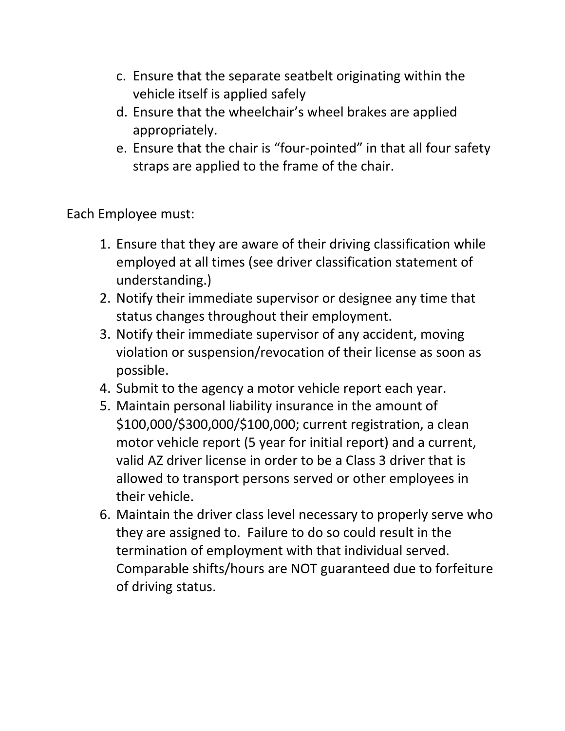c. Ensure that the separate seatbelt originating within the vehicle itself is applied safely
d. Ensure that the wheelchair's wheel brakes are applied appropriately.
e. Ensure that the chair is "four-pointed" in that all four safety straps are applied to the frame of the chair.

Each Employee must:

1. Ensure that they are aware of their driving classification while employed at all times (see driver classification statement of understanding.)
2. Notify their immediate supervisor or designee any time that status changes throughout their employment.
3. Notify their immediate supervisor of any accident, moving violation or suspension/revocation of their license as soon as possible.
4. Submit to the agency a motor vehicle report each year.
5. Maintain personal liability insurance in the amount of $100,000/$300,000/$100,000; current registration, a clean motor vehicle report (5 year for initial report) and a current, valid AZ driver license in order to be a Class 3 driver that is allowed to transport persons served or other employees in their vehicle.
6. Maintain the driver class level necessary to properly serve who they are assigned to. Failure to do so could result in the termination of employment with that individual served. Comparable shifts/hours are NOT guaranteed due to forfeiture of driving status.